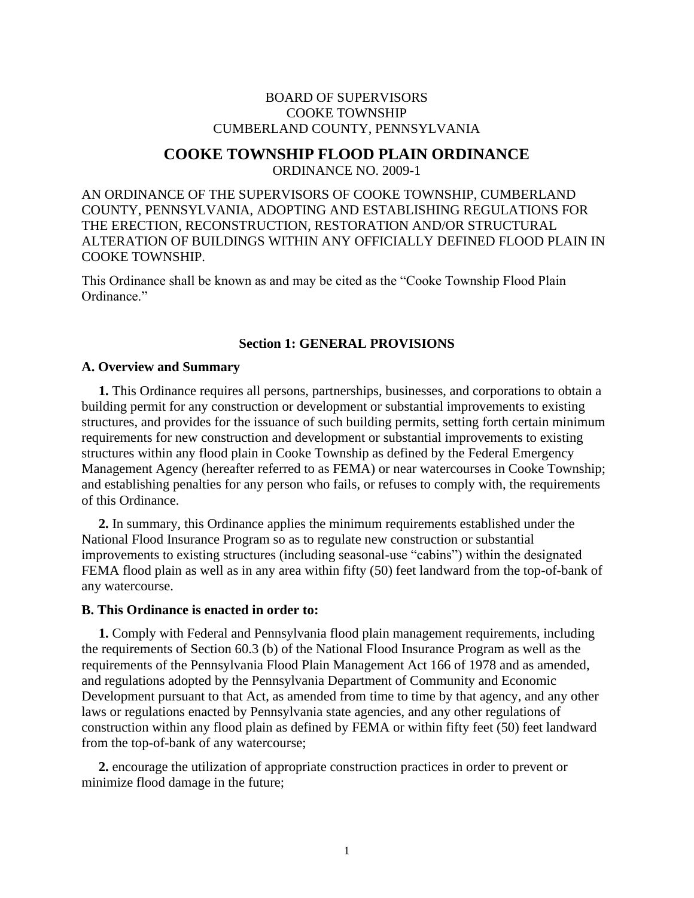BOARD OF SUPERVISORS
COOKE TOWNSHIP
CUMBERLAND COUNTY, PENNSYLVANIA

# COOKE TOWNSHIP FLOOD PLAIN ORDINANCE

ORDINANCE NO. 2009-1

AN ORDINANCE OF THE SUPERVISORS OF COOKE TOWNSHIP, CUMBERLAND COUNTY, PENNSYLVANIA, ADOPTING AND ESTABLISHING REGULATIONS FOR THE ERECTION, RECONSTRUCTION, RESTORATION AND/OR STRUCTURAL ALTERATION OF BUILDINGS WITHIN ANY OFFICIALLY DEFINED FLOOD PLAIN IN COOKE TOWNSHIP.

This Ordinance shall be known as and may be cited as the "Cooke Township Flood Plain Ordinance."

## Section 1: GENERAL PROVISIONS

### A. Overview and Summary

**1.** This Ordinance requires all persons, partnerships, businesses, and corporations to obtain a building permit for any construction or development or substantial improvements to existing structures, and provides for the issuance of such building permits, setting forth certain minimum requirements for new construction and development or substantial improvements to existing structures within any flood plain in Cooke Township as defined by the Federal Emergency Management Agency (hereafter referred to as FEMA) or near watercourses in Cooke Township; and establishing penalties for any person who fails, or refuses to comply with, the requirements of this Ordinance.

**2.** In summary, this Ordinance applies the minimum requirements established under the National Flood Insurance Program so as to regulate new construction or substantial improvements to existing structures (including seasonal-use "cabins") within the designated FEMA flood plain as well as in any area within fifty (50) feet landward from the top-of-bank of any watercourse.

### B. This Ordinance is enacted in order to:

**1.** Comply with Federal and Pennsylvania flood plain management requirements, including the requirements of Section 60.3 (b) of the National Flood Insurance Program as well as the requirements of the Pennsylvania Flood Plain Management Act 166 of 1978 and as amended, and regulations adopted by the Pennsylvania Department of Community and Economic Development pursuant to that Act, as amended from time to time by that agency, and any other laws or regulations enacted by Pennsylvania state agencies, and any other regulations of construction within any flood plain as defined by FEMA or within fifty feet (50) feet landward from the top-of-bank of any watercourse;

**2.** encourage the utilization of appropriate construction practices in order to prevent or minimize flood damage in the future;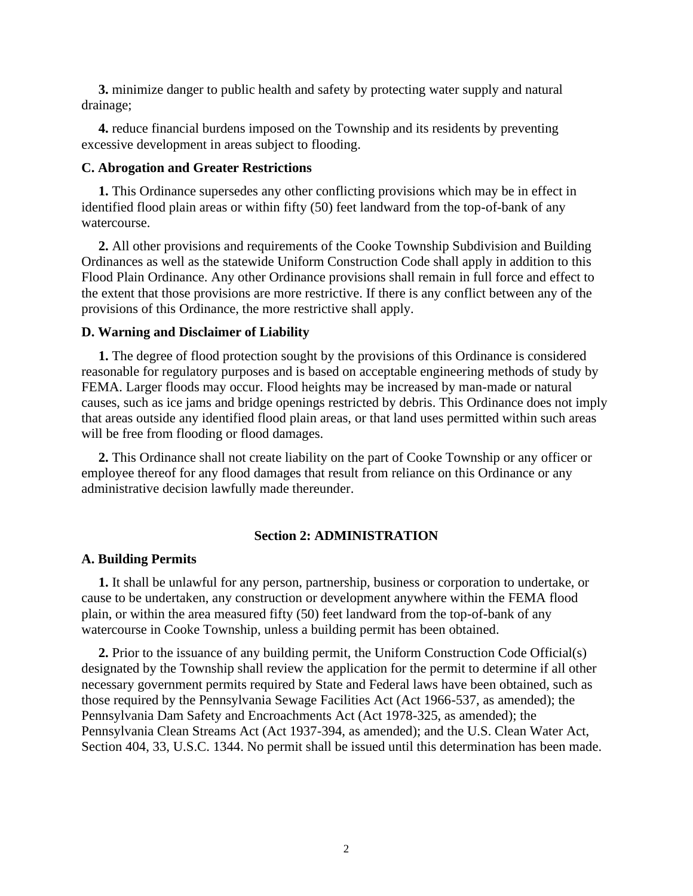**3.** minimize danger to public health and safety by protecting water supply and natural drainage;

**4.** reduce financial burdens imposed on the Township and its residents by preventing excessive development in areas subject to flooding.

### C. Abrogation and Greater Restrictions

**1.** This Ordinance supersedes any other conflicting provisions which may be in effect in identified flood plain areas or within fifty (50) feet landward from the top-of-bank of any watercourse.

**2.** All other provisions and requirements of the Cooke Township Subdivision and Building Ordinances as well as the statewide Uniform Construction Code shall apply in addition to this Flood Plain Ordinance. Any other Ordinance provisions shall remain in full force and effect to the extent that those provisions are more restrictive. If there is any conflict between any of the provisions of this Ordinance, the more restrictive shall apply.

### D. Warning and Disclaimer of Liability

**1.** The degree of flood protection sought by the provisions of this Ordinance is considered reasonable for regulatory purposes and is based on acceptable engineering methods of study by FEMA. Larger floods may occur. Flood heights may be increased by man-made or natural causes, such as ice jams and bridge openings restricted by debris. This Ordinance does not imply that areas outside any identified flood plain areas, or that land uses permitted within such areas will be free from flooding or flood damages.

**2.** This Ordinance shall not create liability on the part of Cooke Township or any officer or employee thereof for any flood damages that result from reliance on this Ordinance or any administrative decision lawfully made thereunder.

## Section 2: ADMINISTRATION

### A. Building Permits

**1.** It shall be unlawful for any person, partnership, business or corporation to undertake, or cause to be undertaken, any construction or development anywhere within the FEMA flood plain, or within the area measured fifty (50) feet landward from the top-of-bank of any watercourse in Cooke Township, unless a building permit has been obtained.

**2.** Prior to the issuance of any building permit, the Uniform Construction Code Official(s) designated by the Township shall review the application for the permit to determine if all other necessary government permits required by State and Federal laws have been obtained, such as those required by the Pennsylvania Sewage Facilities Act (Act 1966-537, as amended); the Pennsylvania Dam Safety and Encroachments Act (Act 1978-325, as amended); the Pennsylvania Clean Streams Act (Act 1937-394, as amended); and the U.S. Clean Water Act, Section 404, 33, U.S.C. 1344. No permit shall be issued until this determination has been made.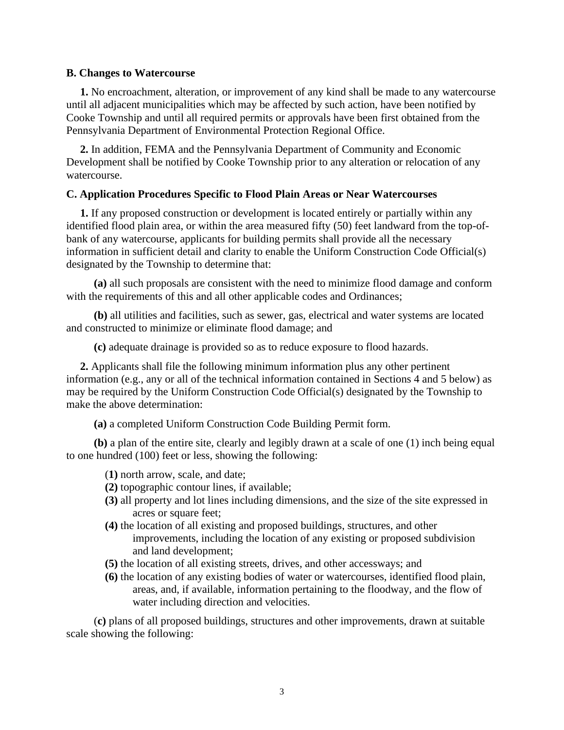**B. Changes to Watercourse**

**1.** No encroachment, alteration, or improvement of any kind shall be made to any watercourse until all adjacent municipalities which may be affected by such action, have been notified by Cooke Township and until all required permits or approvals have been first obtained from the Pennsylvania Department of Environmental Protection Regional Office.

**2.** In addition, FEMA and the Pennsylvania Department of Community and Economic Development shall be notified by Cooke Township prior to any alteration or relocation of any watercourse.

**C. Application Procedures Specific to Flood Plain Areas or Near Watercourses**

**1.** If any proposed construction or development is located entirely or partially within any identified flood plain area, or within the area measured fifty (50) feet landward from the top-of-bank of any watercourse, applicants for building permits shall provide all the necessary information in sufficient detail and clarity to enable the Uniform Construction Code Official(s) designated by the Township to determine that:

**(a)** all such proposals are consistent with the need to minimize flood damage and conform with the requirements of this and all other applicable codes and Ordinances;

**(b)** all utilities and facilities, such as sewer, gas, electrical and water systems are located and constructed to minimize or eliminate flood damage; and

**(c)** adequate drainage is provided so as to reduce exposure to flood hazards.

**2.** Applicants shall file the following minimum information plus any other pertinent information (e.g., any or all of the technical information contained in Sections 4 and 5 below) as may be required by the Uniform Construction Code Official(s) designated by the Township to make the above determination:

**(a)** a completed Uniform Construction Code Building Permit form.

**(b)** a plan of the entire site, clearly and legibly drawn at a scale of one (1) inch being equal to one hundred (100) feet or less, showing the following:

(**1)** north arrow, scale, and date;
**(2)** topographic contour lines, if available;
**(3)** all property and lot lines including dimensions, and the size of the site expressed in acres or square feet;
**(4)** the location of all existing and proposed buildings, structures, and other improvements, including the location of any existing or proposed subdivision and land development;
**(5)** the location of all existing streets, drives, and other accessways; and
**(6)** the location of any existing bodies of water or watercourses, identified flood plain, areas, and, if available, information pertaining to the floodway, and the flow of water including direction and velocities.

(**c)** plans of all proposed buildings, structures and other improvements, drawn at suitable scale showing the following: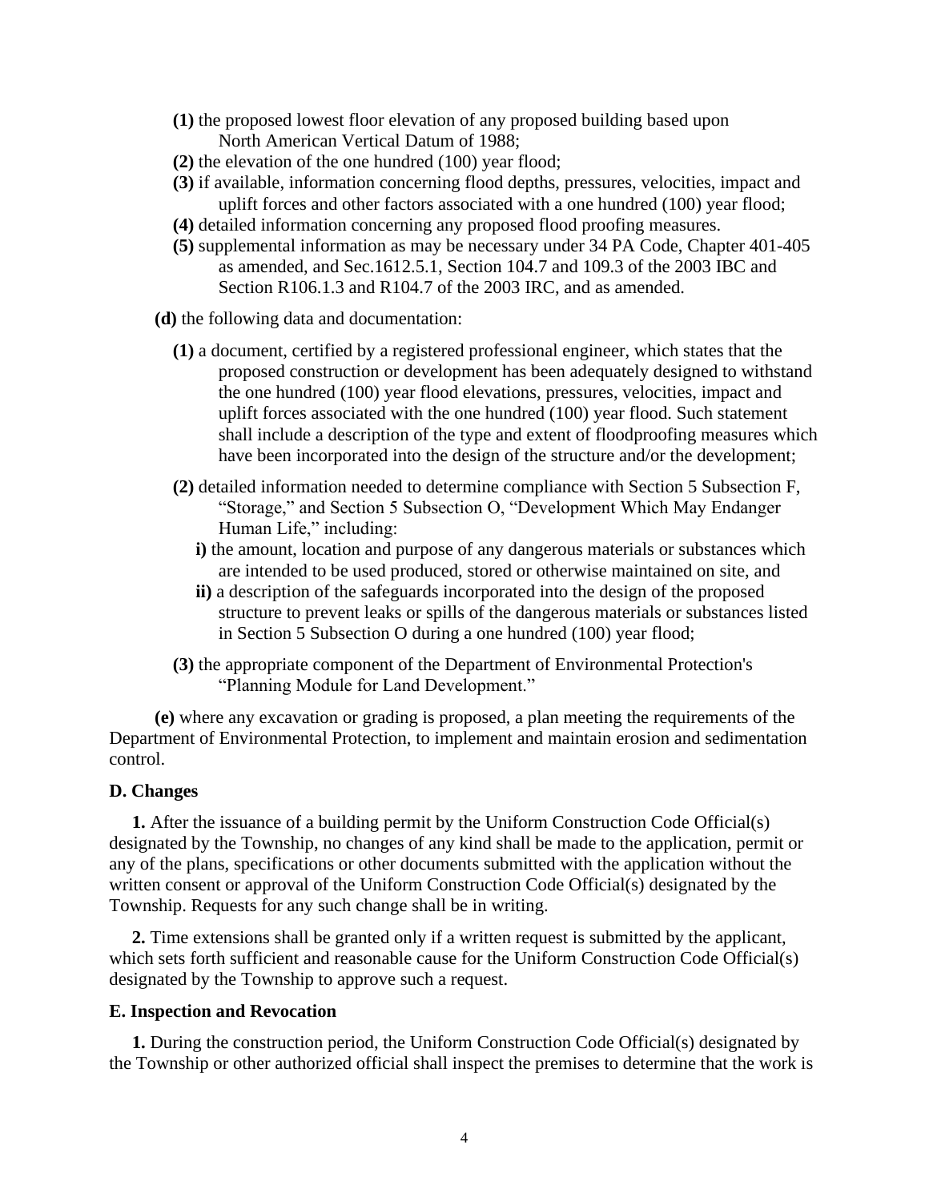**(1)** the proposed lowest floor elevation of any proposed building based upon North American Vertical Datum of 1988;

**(2)** the elevation of the one hundred (100) year flood;

**(3)** if available, information concerning flood depths, pressures, velocities, impact and uplift forces and other factors associated with a one hundred (100) year flood;

**(4)** detailed information concerning any proposed flood proofing measures.

**(5)** supplemental information as may be necessary under 34 PA Code, Chapter 401-405 as amended, and Sec.1612.5.1, Section 104.7 and 109.3 of the 2003 IBC and Section R106.1.3 and R104.7 of the 2003 IRC, and as amended.

**(d)** the following data and documentation:

**(1)** a document, certified by a registered professional engineer, which states that the proposed construction or development has been adequately designed to withstand the one hundred (100) year flood elevations, pressures, velocities, impact and uplift forces associated with the one hundred (100) year flood. Such statement shall include a description of the type and extent of floodproofing measures which have been incorporated into the design of the structure and/or the development;

**(2)** detailed information needed to determine compliance with Section 5 Subsection F, "Storage," and Section 5 Subsection O, "Development Which May Endanger Human Life," including:

**i)** the amount, location and purpose of any dangerous materials or substances which are intended to be used produced, stored or otherwise maintained on site, and

**ii)** a description of the safeguards incorporated into the design of the proposed structure to prevent leaks or spills of the dangerous materials or substances listed in Section 5 Subsection O during a one hundred (100) year flood;

**(3)** the appropriate component of the Department of Environmental Protection's "Planning Module for Land Development."

**(e)** where any excavation or grading is proposed, a plan meeting the requirements of the Department of Environmental Protection, to implement and maintain erosion and sedimentation control.

**D. Changes**

**1.** After the issuance of a building permit by the Uniform Construction Code Official(s) designated by the Township, no changes of any kind shall be made to the application, permit or any of the plans, specifications or other documents submitted with the application without the written consent or approval of the Uniform Construction Code Official(s) designated by the Township. Requests for any such change shall be in writing.

**2.** Time extensions shall be granted only if a written request is submitted by the applicant, which sets forth sufficient and reasonable cause for the Uniform Construction Code Official(s) designated by the Township to approve such a request.

**E. Inspection and Revocation**

**1.** During the construction period, the Uniform Construction Code Official(s) designated by the Township or other authorized official shall inspect the premises to determine that the work is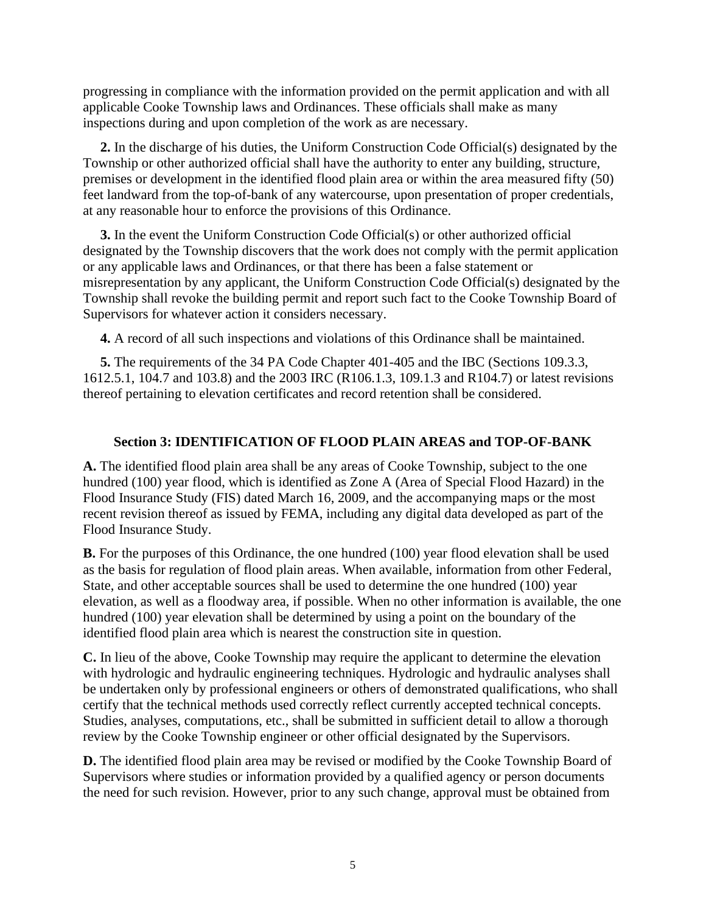progressing in compliance with the information provided on the permit application and with all applicable Cooke Township laws and Ordinances. These officials shall make as many inspections during and upon completion of the work as are necessary.

**2.** In the discharge of his duties, the Uniform Construction Code Official(s) designated by the Township or other authorized official shall have the authority to enter any building, structure, premises or development in the identified flood plain area or within the area measured fifty (50) feet landward from the top-of-bank of any watercourse, upon presentation of proper credentials, at any reasonable hour to enforce the provisions of this Ordinance.

**3.** In the event the Uniform Construction Code Official(s) or other authorized official designated by the Township discovers that the work does not comply with the permit application or any applicable laws and Ordinances, or that there has been a false statement or misrepresentation by any applicant, the Uniform Construction Code Official(s) designated by the Township shall revoke the building permit and report such fact to the Cooke Township Board of Supervisors for whatever action it considers necessary.

**4.** A record of all such inspections and violations of this Ordinance shall be maintained.

**5.** The requirements of the 34 PA Code Chapter 401-405 and the IBC (Sections 109.3.3, 1612.5.1, 104.7 and 103.8) and the 2003 IRC (R106.1.3, 109.1.3 and R104.7) or latest revisions thereof pertaining to elevation certificates and record retention shall be considered.

## Section 3: IDENTIFICATION OF FLOOD PLAIN AREAS and TOP-OF-BANK

**A.** The identified flood plain area shall be any areas of Cooke Township, subject to the one hundred (100) year flood, which is identified as Zone A (Area of Special Flood Hazard) in the Flood Insurance Study (FIS) dated March 16, 2009, and the accompanying maps or the most recent revision thereof as issued by FEMA, including any digital data developed as part of the Flood Insurance Study.

**B.** For the purposes of this Ordinance, the one hundred (100) year flood elevation shall be used as the basis for regulation of flood plain areas. When available, information from other Federal, State, and other acceptable sources shall be used to determine the one hundred (100) year elevation, as well as a floodway area, if possible. When no other information is available, the one hundred (100) year elevation shall be determined by using a point on the boundary of the identified flood plain area which is nearest the construction site in question.

**C.** In lieu of the above, Cooke Township may require the applicant to determine the elevation with hydrologic and hydraulic engineering techniques. Hydrologic and hydraulic analyses shall be undertaken only by professional engineers or others of demonstrated qualifications, who shall certify that the technical methods used correctly reflect currently accepted technical concepts. Studies, analyses, computations, etc., shall be submitted in sufficient detail to allow a thorough review by the Cooke Township engineer or other official designated by the Supervisors.

**D.** The identified flood plain area may be revised or modified by the Cooke Township Board of Supervisors where studies or information provided by a qualified agency or person documents the need for such revision. However, prior to any such change, approval must be obtained from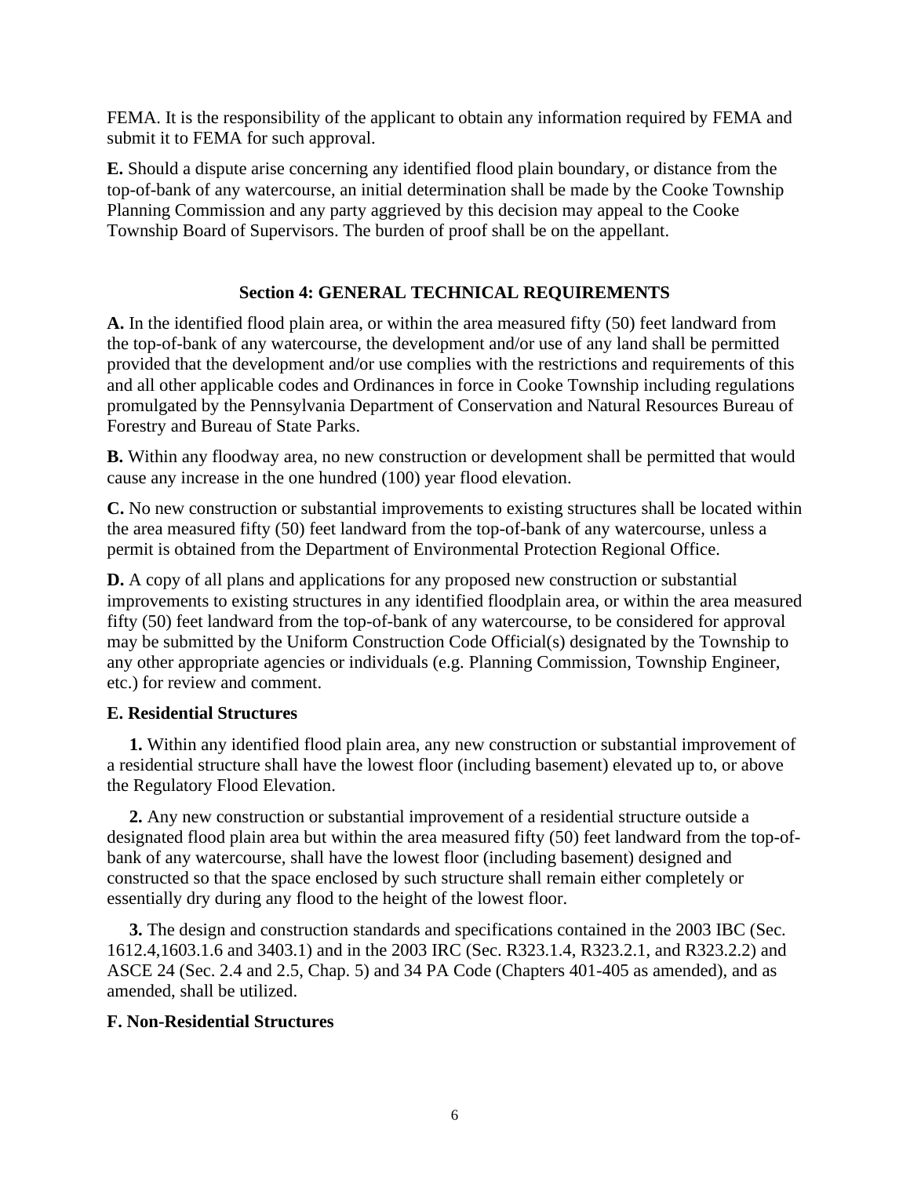FEMA. It is the responsibility of the applicant to obtain any information required by FEMA and submit it to FEMA for such approval.

**E.** Should a dispute arise concerning any identified flood plain boundary, or distance from the top-of-bank of any watercourse, an initial determination shall be made by the Cooke Township Planning Commission and any party aggrieved by this decision may appeal to the Cooke Township Board of Supervisors. The burden of proof shall be on the appellant.

## Section 4: GENERAL TECHNICAL REQUIREMENTS

**A.** In the identified flood plain area, or within the area measured fifty (50) feet landward from the top-of-bank of any watercourse, the development and/or use of any land shall be permitted provided that the development and/or use complies with the restrictions and requirements of this and all other applicable codes and Ordinances in force in Cooke Township including regulations promulgated by the Pennsylvania Department of Conservation and Natural Resources Bureau of Forestry and Bureau of State Parks.

**B.** Within any floodway area, no new construction or development shall be permitted that would cause any increase in the one hundred (100) year flood elevation.

**C.** No new construction or substantial improvements to existing structures shall be located within the area measured fifty (50) feet landward from the top-of-bank of any watercourse, unless a permit is obtained from the Department of Environmental Protection Regional Office.

**D.** A copy of all plans and applications for any proposed new construction or substantial improvements to existing structures in any identified floodplain area, or within the area measured fifty (50) feet landward from the top-of-bank of any watercourse, to be considered for approval may be submitted by the Uniform Construction Code Official(s) designated by the Township to any other appropriate agencies or individuals (e.g. Planning Commission, Township Engineer, etc.) for review and comment.

**E. Residential Structures**

**1.** Within any identified flood plain area, any new construction or substantial improvement of a residential structure shall have the lowest floor (including basement) elevated up to, or above the Regulatory Flood Elevation.

**2.** Any new construction or substantial improvement of a residential structure outside a designated flood plain area but within the area measured fifty (50) feet landward from the top-of-bank of any watercourse, shall have the lowest floor (including basement) designed and constructed so that the space enclosed by such structure shall remain either completely or essentially dry during any flood to the height of the lowest floor.

**3.** The design and construction standards and specifications contained in the 2003 IBC (Sec. 1612.4,1603.1.6 and 3403.1) and in the 2003 IRC (Sec. R323.1.4, R323.2.1, and R323.2.2) and ASCE 24 (Sec. 2.4 and 2.5, Chap. 5) and 34 PA Code (Chapters 401-405 as amended), and as amended, shall be utilized.

**F. Non-Residential Structures**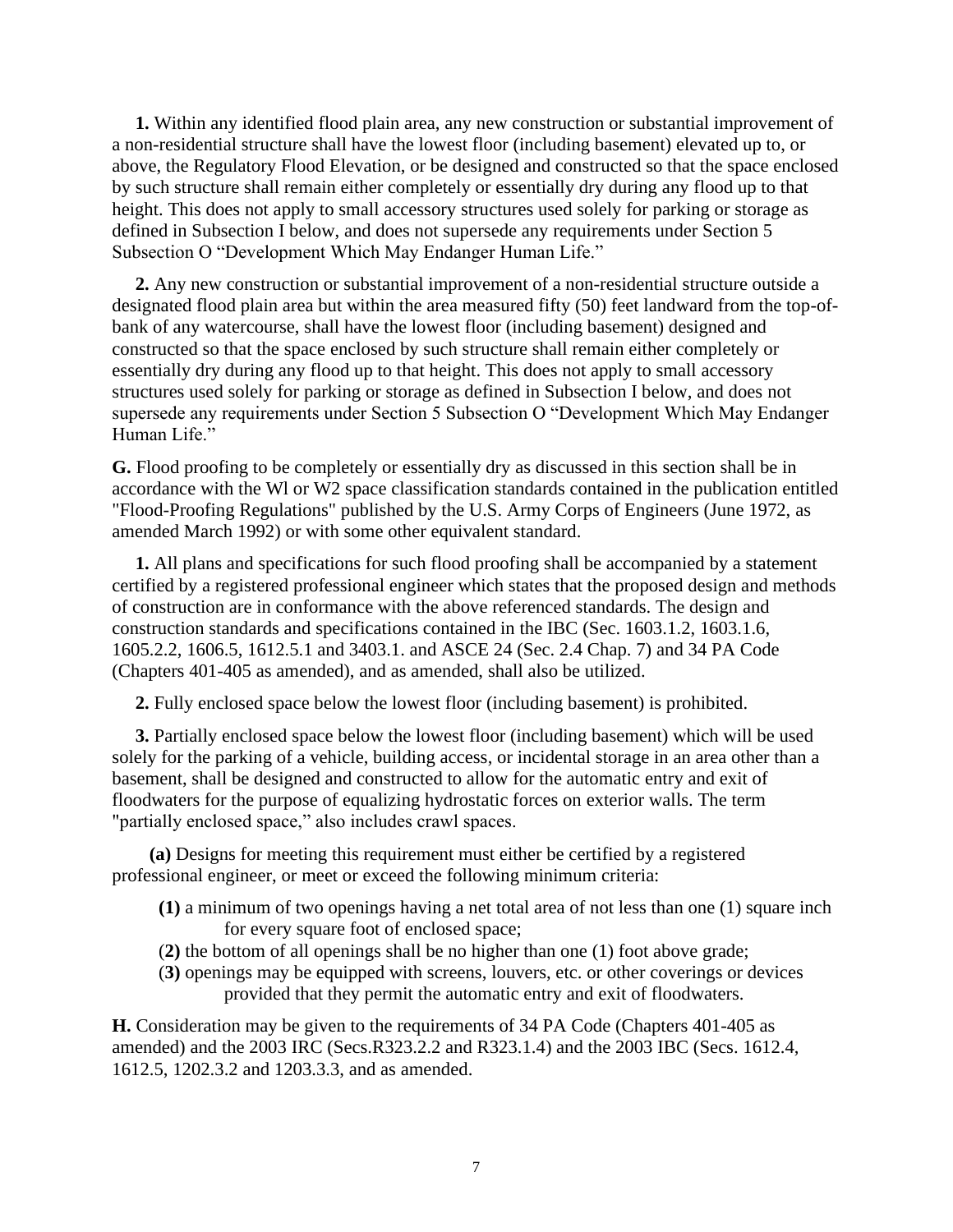**1.** Within any identified flood plain area, any new construction or substantial improvement of a non-residential structure shall have the lowest floor (including basement) elevated up to, or above, the Regulatory Flood Elevation, or be designed and constructed so that the space enclosed by such structure shall remain either completely or essentially dry during any flood up to that height. This does not apply to small accessory structures used solely for parking or storage as defined in Subsection I below, and does not supersede any requirements under Section 5 Subsection O "Development Which May Endanger Human Life."

**2.** Any new construction or substantial improvement of a non-residential structure outside a designated flood plain area but within the area measured fifty (50) feet landward from the top-of-bank of any watercourse, shall have the lowest floor (including basement) designed and constructed so that the space enclosed by such structure shall remain either completely or essentially dry during any flood up to that height. This does not apply to small accessory structures used solely for parking or storage as defined in Subsection I below, and does not supersede any requirements under Section 5 Subsection O "Development Which May Endanger Human Life."

**G.** Flood proofing to be completely or essentially dry as discussed in this section shall be in accordance with the Wl or W2 space classification standards contained in the publication entitled "Flood-Proofing Regulations" published by the U.S. Army Corps of Engineers (June 1972, as amended March 1992) or with some other equivalent standard.

**1.** All plans and specifications for such flood proofing shall be accompanied by a statement certified by a registered professional engineer which states that the proposed design and methods of construction are in conformance with the above referenced standards. The design and construction standards and specifications contained in the IBC (Sec. 1603.1.2, 1603.1.6, 1605.2.2, 1606.5, 1612.5.1 and 3403.1. and ASCE 24 (Sec. 2.4 Chap. 7) and 34 PA Code (Chapters 401-405 as amended), and as amended, shall also be utilized.

**2.** Fully enclosed space below the lowest floor (including basement) is prohibited.

**3.** Partially enclosed space below the lowest floor (including basement) which will be used solely for the parking of a vehicle, building access, or incidental storage in an area other than a basement, shall be designed and constructed to allow for the automatic entry and exit of floodwaters for the purpose of equalizing hydrostatic forces on exterior walls. The term "partially enclosed space," also includes crawl spaces.

**(a)** Designs for meeting this requirement must either be certified by a registered professional engineer, or meet or exceed the following minimum criteria:

- **(1)** a minimum of two openings having a net total area of not less than one (1) square inch for every square foot of enclosed space;
- (**2)** the bottom of all openings shall be no higher than one (1) foot above grade;
- (**3)** openings may be equipped with screens, louvers, etc. or other coverings or devices provided that they permit the automatic entry and exit of floodwaters.

**H.** Consideration may be given to the requirements of 34 PA Code (Chapters 401-405 as amended) and the 2003 IRC (Secs.R323.2.2 and R323.1.4) and the 2003 IBC (Secs. 1612.4, 1612.5, 1202.3.2 and 1203.3.3, and as amended.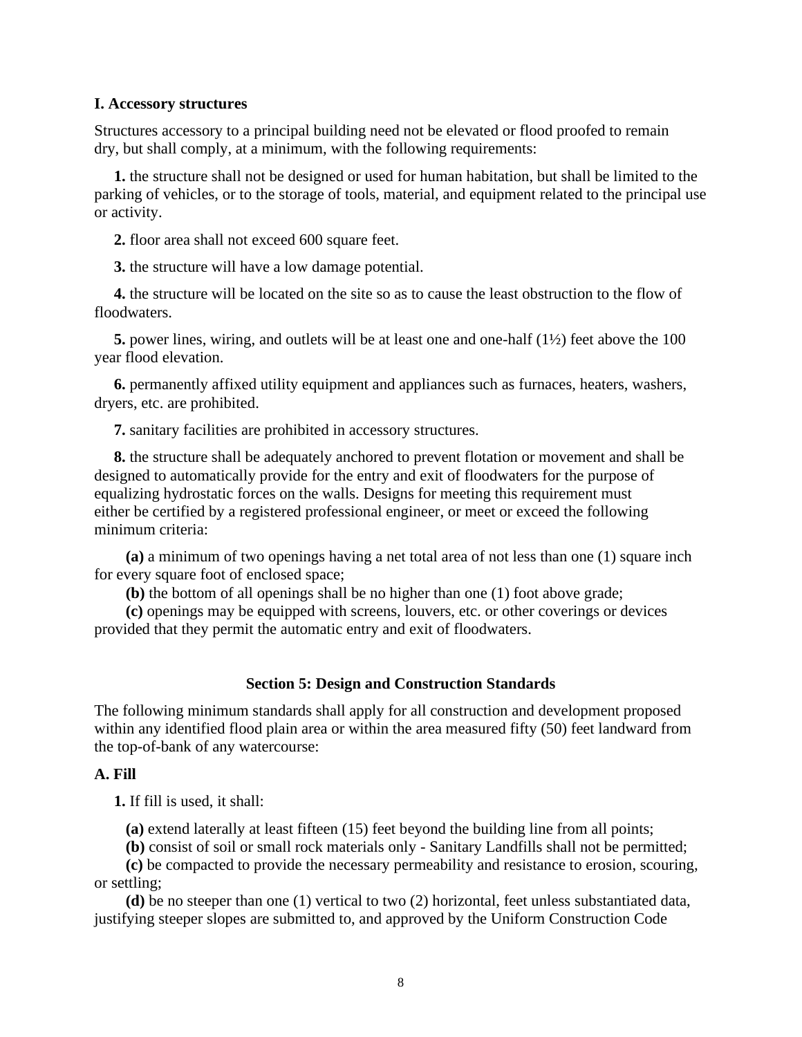**I. Accessory structures**

Structures accessory to a principal building need not be elevated or flood proofed to remain dry, but shall comply, at a minimum, with the following requirements:

**1.** the structure shall not be designed or used for human habitation, but shall be limited to the parking of vehicles, or to the storage of tools, material, and equipment related to the principal use or activity.

**2.** floor area shall not exceed 600 square feet.

**3.** the structure will have a low damage potential.

**4.** the structure will be located on the site so as to cause the least obstruction to the flow of floodwaters.

**5.** power lines, wiring, and outlets will be at least one and one-half (1½) feet above the 100 year flood elevation.

**6.** permanently affixed utility equipment and appliances such as furnaces, heaters, washers, dryers, etc. are prohibited.

**7.** sanitary facilities are prohibited in accessory structures.

**8.** the structure shall be adequately anchored to prevent flotation or movement and shall be designed to automatically provide for the entry and exit of floodwaters for the purpose of equalizing hydrostatic forces on the walls. Designs for meeting this requirement must either be certified by a registered professional engineer, or meet or exceed the following minimum criteria:

**(a)** a minimum of two openings having a net total area of not less than one (1) square inch for every square foot of enclosed space;

**(b)** the bottom of all openings shall be no higher than one (1) foot above grade;

**(c)** openings may be equipped with screens, louvers, etc. or other coverings or devices provided that they permit the automatic entry and exit of floodwaters.

## Section 5: Design and Construction Standards

The following minimum standards shall apply for all construction and development proposed within any identified flood plain area or within the area measured fifty (50) feet landward from the top-of-bank of any watercourse:

**A. Fill**

**1.** If fill is used, it shall:

**(a)** extend laterally at least fifteen (15) feet beyond the building line from all points;

**(b)** consist of soil or small rock materials only - Sanitary Landfills shall not be permitted;

**(c)** be compacted to provide the necessary permeability and resistance to erosion, scouring, or settling;

**(d)** be no steeper than one (1) vertical to two (2) horizontal, feet unless substantiated data, justifying steeper slopes are submitted to, and approved by the Uniform Construction Code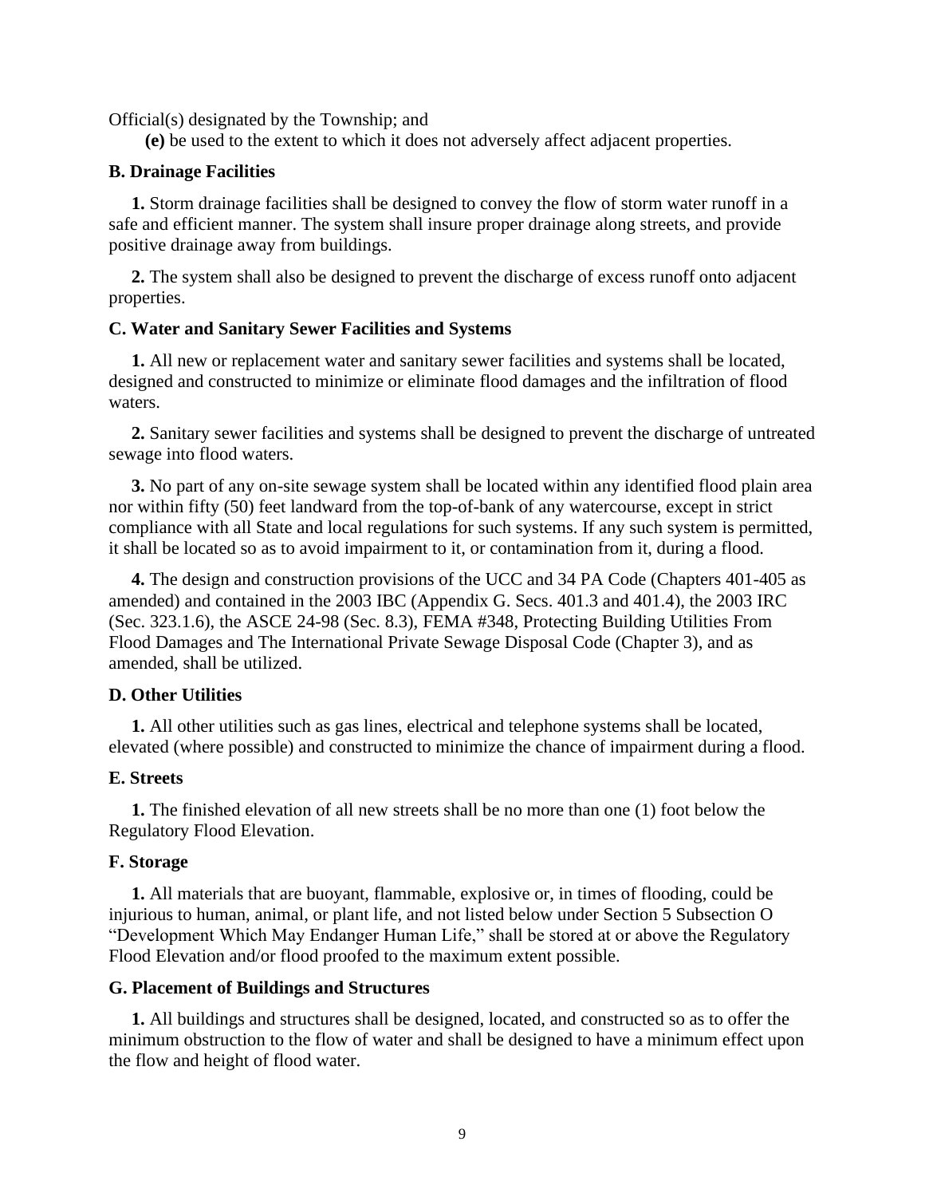Official(s) designated by the Township; and

**(e)** be used to the extent to which it does not adversely affect adjacent properties.

**B. Drainage Facilities**

**1.** Storm drainage facilities shall be designed to convey the flow of storm water runoff in a safe and efficient manner. The system shall insure proper drainage along streets, and provide positive drainage away from buildings.

**2.** The system shall also be designed to prevent the discharge of excess runoff onto adjacent properties.

**C. Water and Sanitary Sewer Facilities and Systems**

**1.** All new or replacement water and sanitary sewer facilities and systems shall be located, designed and constructed to minimize or eliminate flood damages and the infiltration of flood waters.

**2.** Sanitary sewer facilities and systems shall be designed to prevent the discharge of untreated sewage into flood waters.

**3.** No part of any on-site sewage system shall be located within any identified flood plain area nor within fifty (50) feet landward from the top-of-bank of any watercourse, except in strict compliance with all State and local regulations for such systems. If any such system is permitted, it shall be located so as to avoid impairment to it, or contamination from it, during a flood.

**4.** The design and construction provisions of the UCC and 34 PA Code (Chapters 401-405 as amended) and contained in the 2003 IBC (Appendix G. Secs. 401.3 and 401.4), the 2003 IRC (Sec. 323.1.6), the ASCE 24-98 (Sec. 8.3), FEMA #348, Protecting Building Utilities From Flood Damages and The International Private Sewage Disposal Code (Chapter 3), and as amended, shall be utilized.

**D. Other Utilities**

**1.** All other utilities such as gas lines, electrical and telephone systems shall be located, elevated (where possible) and constructed to minimize the chance of impairment during a flood.

**E. Streets**

**1.** The finished elevation of all new streets shall be no more than one (1) foot below the Regulatory Flood Elevation.

**F. Storage**

**1.** All materials that are buoyant, flammable, explosive or, in times of flooding, could be injurious to human, animal, or plant life, and not listed below under Section 5 Subsection O "Development Which May Endanger Human Life," shall be stored at or above the Regulatory Flood Elevation and/or flood proofed to the maximum extent possible.

**G. Placement of Buildings and Structures**

**1.** All buildings and structures shall be designed, located, and constructed so as to offer the minimum obstruction to the flow of water and shall be designed to have a minimum effect upon the flow and height of flood water.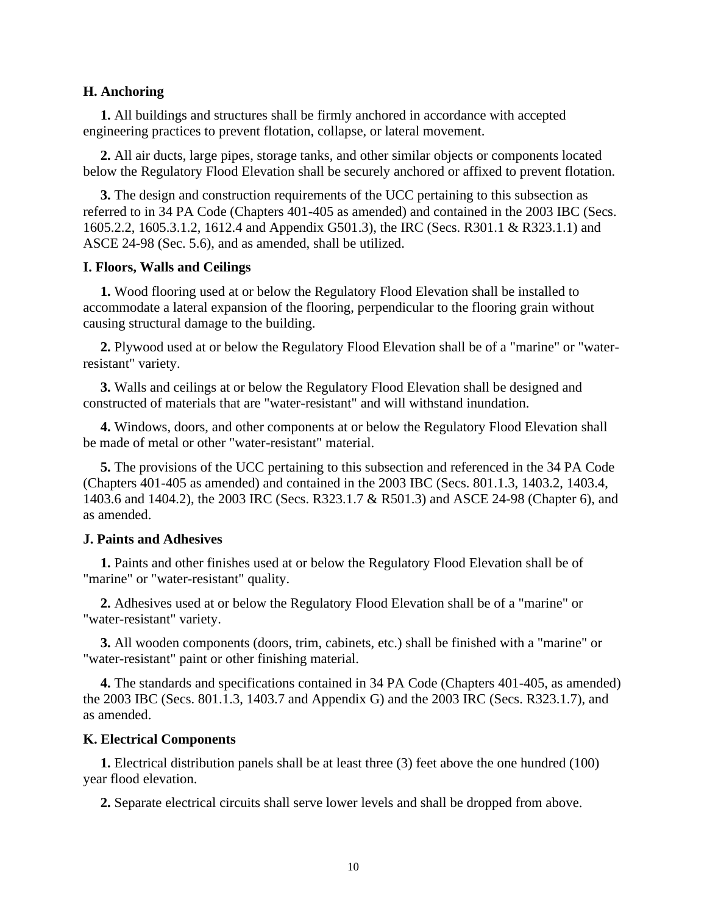### H. Anchoring

**1.** All buildings and structures shall be firmly anchored in accordance with accepted engineering practices to prevent flotation, collapse, or lateral movement.

**2.** All air ducts, large pipes, storage tanks, and other similar objects or components located below the Regulatory Flood Elevation shall be securely anchored or affixed to prevent flotation.

**3.** The design and construction requirements of the UCC pertaining to this subsection as referred to in 34 PA Code (Chapters 401-405 as amended) and contained in the 2003 IBC (Secs. 1605.2.2, 1605.3.1.2, 1612.4 and Appendix G501.3), the IRC (Secs. R301.1 & R323.1.1) and ASCE 24-98 (Sec. 5.6), and as amended, shall be utilized.

### I. Floors, Walls and Ceilings

**1.** Wood flooring used at or below the Regulatory Flood Elevation shall be installed to accommodate a lateral expansion of the flooring, perpendicular to the flooring grain without causing structural damage to the building.

**2.** Plywood used at or below the Regulatory Flood Elevation shall be of a "marine" or "water-resistant" variety.

**3.** Walls and ceilings at or below the Regulatory Flood Elevation shall be designed and constructed of materials that are "water-resistant" and will withstand inundation.

**4.** Windows, doors, and other components at or below the Regulatory Flood Elevation shall be made of metal or other "water-resistant" material.

**5.** The provisions of the UCC pertaining to this subsection and referenced in the 34 PA Code (Chapters 401-405 as amended) and contained in the 2003 IBC (Secs. 801.1.3, 1403.2, 1403.4, 1403.6 and 1404.2), the 2003 IRC (Secs. R323.1.7 & R501.3) and ASCE 24-98 (Chapter 6), and as amended.

### J. Paints and Adhesives

**1.** Paints and other finishes used at or below the Regulatory Flood Elevation shall be of "marine" or "water-resistant" quality.

**2.** Adhesives used at or below the Regulatory Flood Elevation shall be of a "marine" or "water-resistant" variety.

**3.** All wooden components (doors, trim, cabinets, etc.) shall be finished with a "marine" or "water-resistant" paint or other finishing material.

**4.** The standards and specifications contained in 34 PA Code (Chapters 401-405, as amended) the 2003 IBC (Secs. 801.1.3, 1403.7 and Appendix G) and the 2003 IRC (Secs. R323.1.7), and as amended.

### K. Electrical Components

**1.** Electrical distribution panels shall be at least three (3) feet above the one hundred (100) year flood elevation.

**2.** Separate electrical circuits shall serve lower levels and shall be dropped from above.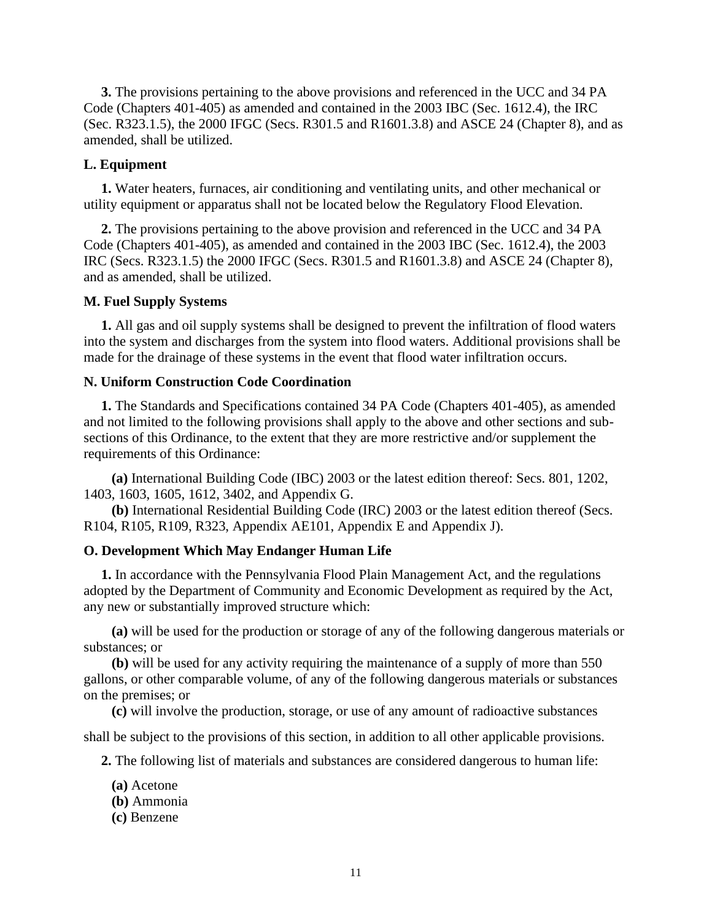**3.** The provisions pertaining to the above provisions and referenced in the UCC and 34 PA Code (Chapters 401-405) as amended and contained in the 2003 IBC (Sec. 1612.4), the IRC (Sec. R323.1.5), the 2000 IFGC (Secs. R301.5 and R1601.3.8) and ASCE 24 (Chapter 8), and as amended, shall be utilized.

**L. Equipment**

**1.** Water heaters, furnaces, air conditioning and ventilating units, and other mechanical or utility equipment or apparatus shall not be located below the Regulatory Flood Elevation.

**2.** The provisions pertaining to the above provision and referenced in the UCC and 34 PA Code (Chapters 401-405), as amended and contained in the 2003 IBC (Sec. 1612.4), the 2003 IRC (Secs. R323.1.5) the 2000 IFGC (Secs. R301.5 and R1601.3.8) and ASCE 24 (Chapter 8), and as amended, shall be utilized.

**M. Fuel Supply Systems**

**1.** All gas and oil supply systems shall be designed to prevent the infiltration of flood waters into the system and discharges from the system into flood waters. Additional provisions shall be made for the drainage of these systems in the event that flood water infiltration occurs.

**N. Uniform Construction Code Coordination**

**1.** The Standards and Specifications contained 34 PA Code (Chapters 401-405), as amended and not limited to the following provisions shall apply to the above and other sections and sub-sections of this Ordinance, to the extent that they are more restrictive and/or supplement the requirements of this Ordinance:

**(a)** International Building Code (IBC) 2003 or the latest edition thereof: Secs. 801, 1202, 1403, 1603, 1605, 1612, 3402, and Appendix G.

**(b)** International Residential Building Code (IRC) 2003 or the latest edition thereof (Secs. R104, R105, R109, R323, Appendix AE101, Appendix E and Appendix J).

**O. Development Which May Endanger Human Life**

**1.** In accordance with the Pennsylvania Flood Plain Management Act, and the regulations adopted by the Department of Community and Economic Development as required by the Act, any new or substantially improved structure which:

**(a)** will be used for the production or storage of any of the following dangerous materials or substances; or

**(b)** will be used for any activity requiring the maintenance of a supply of more than 550 gallons, or other comparable volume, of any of the following dangerous materials or substances on the premises; or

**(c)** will involve the production, storage, or use of any amount of radioactive substances

shall be subject to the provisions of this section, in addition to all other applicable provisions.

**2.** The following list of materials and substances are considered dangerous to human life:

**(a)** Acetone
**(b)** Ammonia
**(c)** Benzene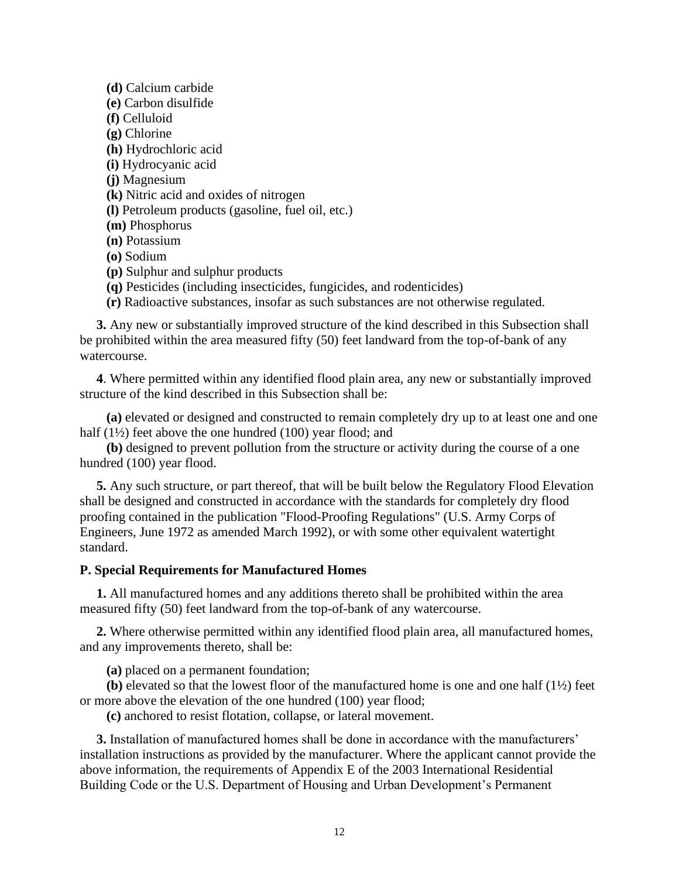**(d)** Calcium carbide
**(e)** Carbon disulfide
**(f)** Celluloid
**(g)** Chlorine
**(h)** Hydrochloric acid
**(i)** Hydrocyanic acid
**(j)** Magnesium
**(k)** Nitric acid and oxides of nitrogen
**(l)** Petroleum products (gasoline, fuel oil, etc.)
**(m)** Phosphorus
**(n)** Potassium
**(o)** Sodium
**(p)** Sulphur and sulphur products
**(q)** Pesticides (including insecticides, fungicides, and rodenticides)
**(r)** Radioactive substances, insofar as such substances are not otherwise regulated.

**3.** Any new or substantially improved structure of the kind described in this Subsection shall be prohibited within the area measured fifty (50) feet landward from the top-of-bank of any watercourse.

**4**. Where permitted within any identified flood plain area, any new or substantially improved structure of the kind described in this Subsection shall be:

**(a)** elevated or designed and constructed to remain completely dry up to at least one and one half (1½) feet above the one hundred (100) year flood; and
**(b)** designed to prevent pollution from the structure or activity during the course of a one hundred (100) year flood.

**5.** Any such structure, or part thereof, that will be built below the Regulatory Flood Elevation shall be designed and constructed in accordance with the standards for completely dry flood proofing contained in the publication "Flood-Proofing Regulations" (U.S. Army Corps of Engineers, June 1972 as amended March 1992), or with some other equivalent watertight standard.

**P. Special Requirements for Manufactured Homes**

**1.** All manufactured homes and any additions thereto shall be prohibited within the area measured fifty (50) feet landward from the top-of-bank of any watercourse.

**2.** Where otherwise permitted within any identified flood plain area, all manufactured homes, and any improvements thereto, shall be:

**(a)** placed on a permanent foundation;
**(b)** elevated so that the lowest floor of the manufactured home is one and one half (1½) feet or more above the elevation of the one hundred (100) year flood;
**(c)** anchored to resist flotation, collapse, or lateral movement.

**3.** Installation of manufactured homes shall be done in accordance with the manufacturers' installation instructions as provided by the manufacturer. Where the applicant cannot provide the above information, the requirements of Appendix E of the 2003 International Residential Building Code or the U.S. Department of Housing and Urban Development's Permanent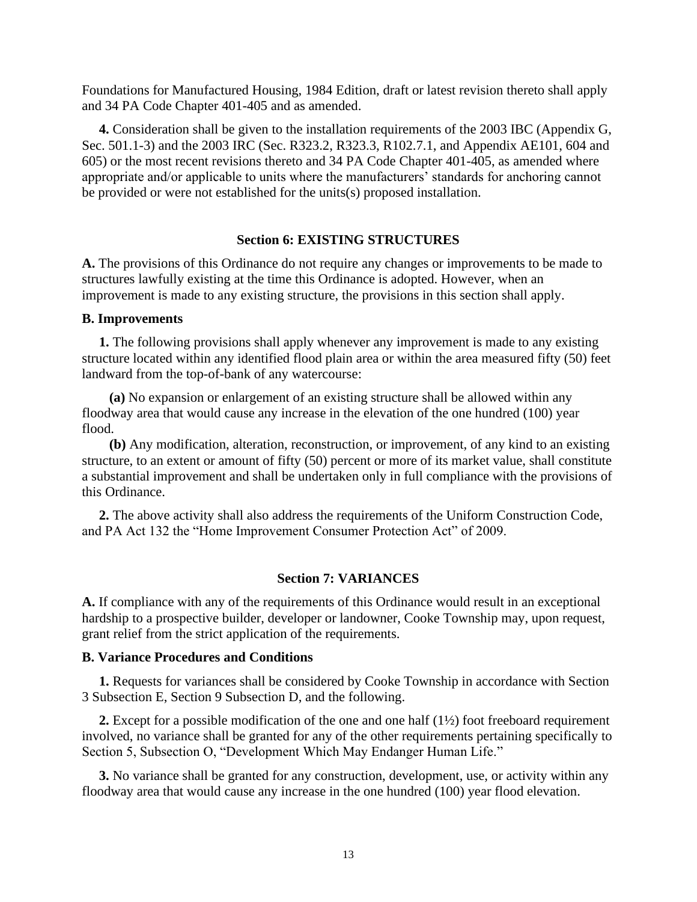Foundations for Manufactured Housing, 1984 Edition, draft or latest revision thereto shall apply and 34 PA Code Chapter 401-405 and as amended.

**4.** Consideration shall be given to the installation requirements of the 2003 IBC (Appendix G, Sec. 501.1-3) and the 2003 IRC (Sec. R323.2, R323.3, R102.7.1, and Appendix AE101, 604 and 605) or the most recent revisions thereto and 34 PA Code Chapter 401-405, as amended where appropriate and/or applicable to units where the manufacturers' standards for anchoring cannot be provided or were not established for the units(s) proposed installation.

## Section 6: EXISTING STRUCTURES

**A.** The provisions of this Ordinance do not require any changes or improvements to be made to structures lawfully existing at the time this Ordinance is adopted. However, when an improvement is made to any existing structure, the provisions in this section shall apply.

**B. Improvements**

**1.** The following provisions shall apply whenever any improvement is made to any existing structure located within any identified flood plain area or within the area measured fifty (50) feet landward from the top-of-bank of any watercourse:

**(a)** No expansion or enlargement of an existing structure shall be allowed within any floodway area that would cause any increase in the elevation of the one hundred (100) year flood.

**(b)** Any modification, alteration, reconstruction, or improvement, of any kind to an existing structure, to an extent or amount of fifty (50) percent or more of its market value, shall constitute a substantial improvement and shall be undertaken only in full compliance with the provisions of this Ordinance.

**2.** The above activity shall also address the requirements of the Uniform Construction Code, and PA Act 132 the "Home Improvement Consumer Protection Act" of 2009.

## Section 7: VARIANCES

**A.** If compliance with any of the requirements of this Ordinance would result in an exceptional hardship to a prospective builder, developer or landowner, Cooke Township may, upon request, grant relief from the strict application of the requirements.

**B. Variance Procedures and Conditions**

**1.** Requests for variances shall be considered by Cooke Township in accordance with Section 3 Subsection E, Section 9 Subsection D, and the following.

**2.** Except for a possible modification of the one and one half (1½) foot freeboard requirement involved, no variance shall be granted for any of the other requirements pertaining specifically to Section 5, Subsection O, "Development Which May Endanger Human Life."

**3.** No variance shall be granted for any construction, development, use, or activity within any floodway area that would cause any increase in the one hundred (100) year flood elevation.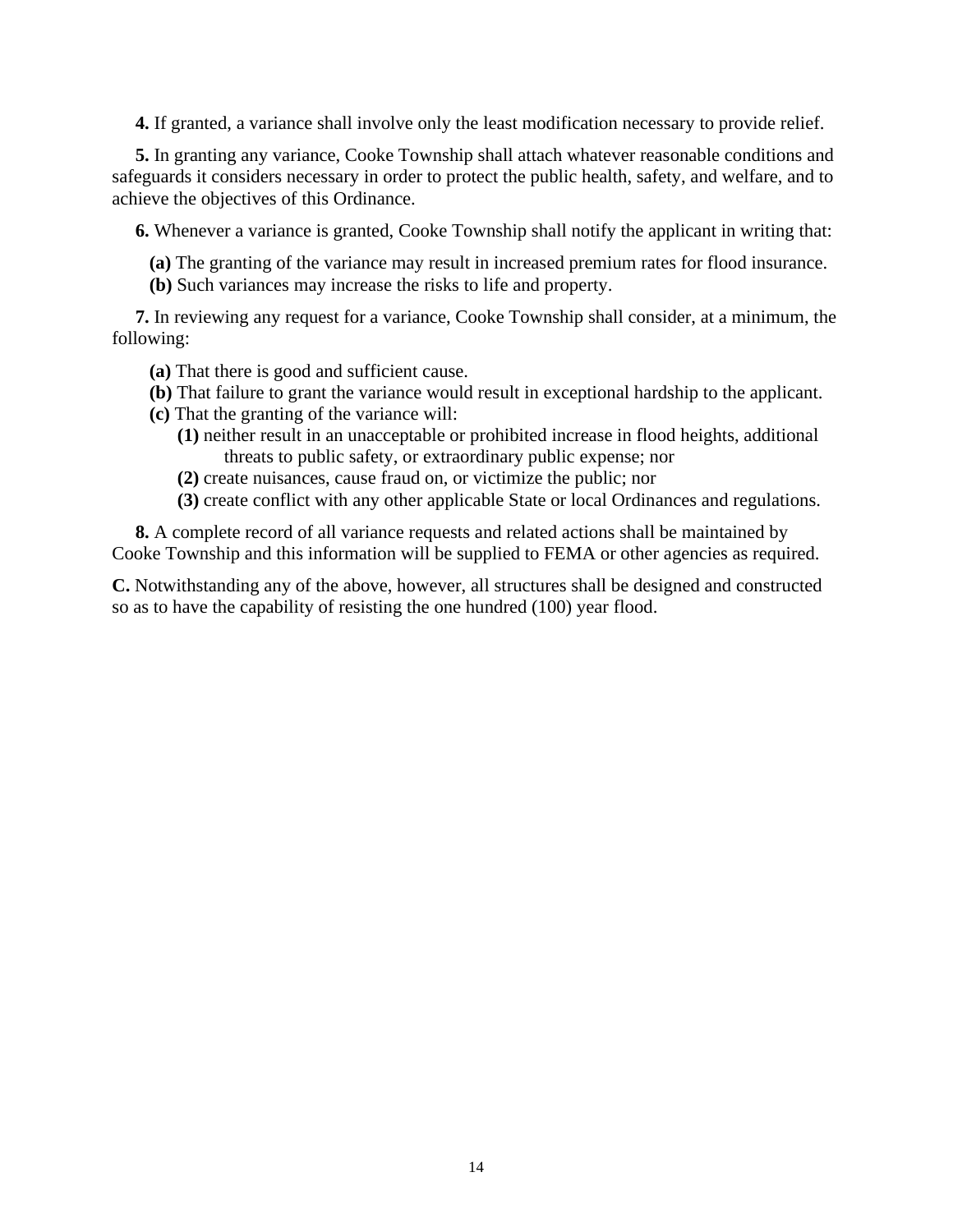**4.** If granted, a variance shall involve only the least modification necessary to provide relief.

**5.** In granting any variance, Cooke Township shall attach whatever reasonable conditions and safeguards it considers necessary in order to protect the public health, safety, and welfare, and to achieve the objectives of this Ordinance.

**6.** Whenever a variance is granted, Cooke Township shall notify the applicant in writing that:

- **(a)** The granting of the variance may result in increased premium rates for flood insurance.
- **(b)** Such variances may increase the risks to life and property.

**7.** In reviewing any request for a variance, Cooke Township shall consider, at a minimum, the following:

- **(a)** That there is good and sufficient cause.
- **(b)** That failure to grant the variance would result in exceptional hardship to the applicant.
- **(c)** That the granting of the variance will:
  - **(1)** neither result in an unacceptable or prohibited increase in flood heights, additional threats to public safety, or extraordinary public expense; nor
  - **(2)** create nuisances, cause fraud on, or victimize the public; nor
  - **(3)** create conflict with any other applicable State or local Ordinances and regulations.

**8.** A complete record of all variance requests and related actions shall be maintained by Cooke Township and this information will be supplied to FEMA or other agencies as required.

**C.** Notwithstanding any of the above, however, all structures shall be designed and constructed so as to have the capability of resisting the one hundred (100) year flood.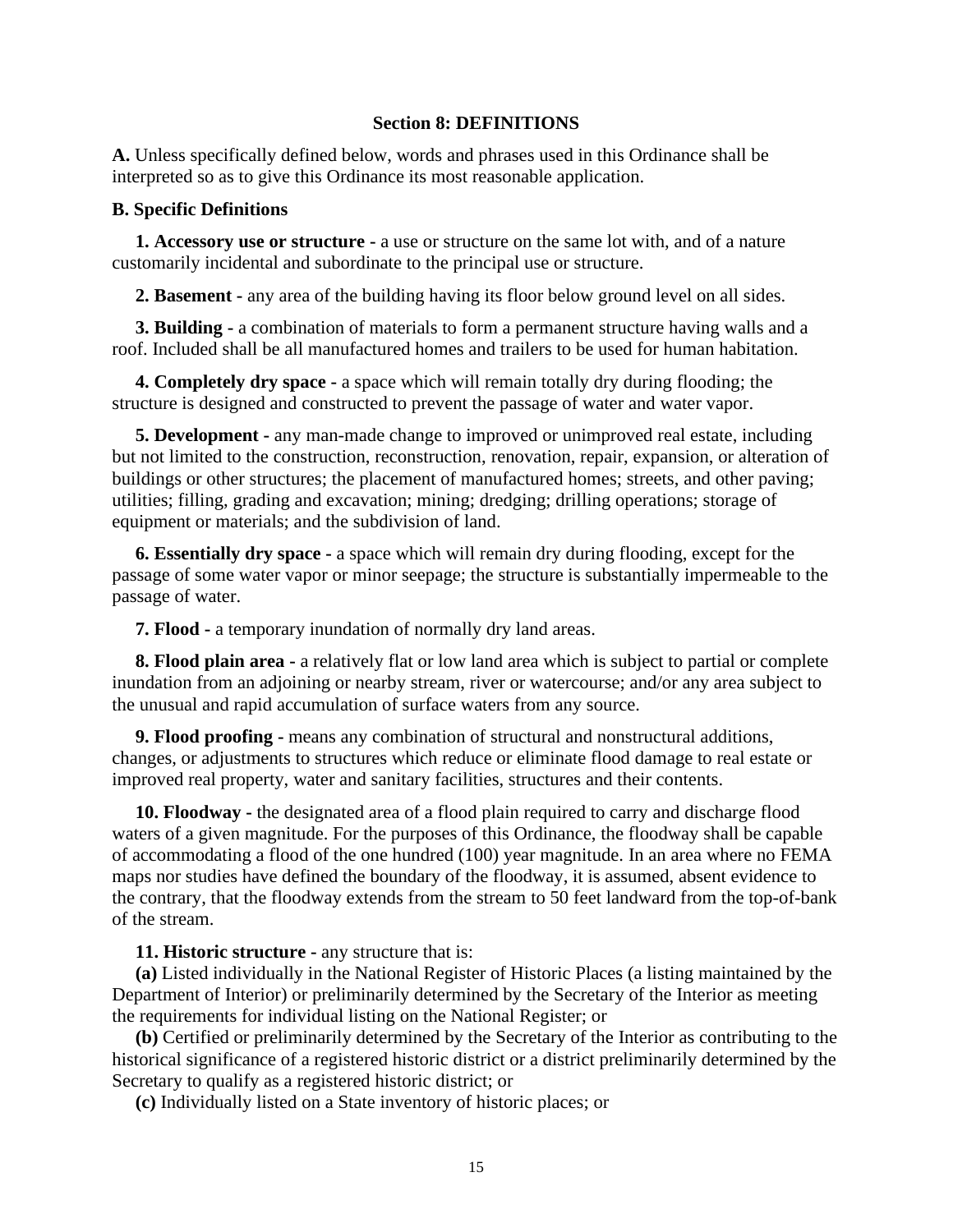## Section 8: DEFINITIONS

**A.** Unless specifically defined below, words and phrases used in this Ordinance shall be interpreted so as to give this Ordinance its most reasonable application.

**B. Specific Definitions**

**1. Accessory use or structure -** a use or structure on the same lot with, and of a nature customarily incidental and subordinate to the principal use or structure.

**2. Basement -** any area of the building having its floor below ground level on all sides.

**3. Building -** a combination of materials to form a permanent structure having walls and a roof. Included shall be all manufactured homes and trailers to be used for human habitation.

**4. Completely dry space -** a space which will remain totally dry during flooding; the structure is designed and constructed to prevent the passage of water and water vapor.

**5. Development -** any man-made change to improved or unimproved real estate, including but not limited to the construction, reconstruction, renovation, repair, expansion, or alteration of buildings or other structures; the placement of manufactured homes; streets, and other paving; utilities; filling, grading and excavation; mining; dredging; drilling operations; storage of equipment or materials; and the subdivision of land.

**6. Essentially dry space -** a space which will remain dry during flooding, except for the passage of some water vapor or minor seepage; the structure is substantially impermeable to the passage of water.

**7. Flood -** a temporary inundation of normally dry land areas.

**8. Flood plain area -** a relatively flat or low land area which is subject to partial or complete inundation from an adjoining or nearby stream, river or watercourse; and/or any area subject to the unusual and rapid accumulation of surface waters from any source.

**9. Flood proofing -** means any combination of structural and nonstructural additions, changes, or adjustments to structures which reduce or eliminate flood damage to real estate or improved real property, water and sanitary facilities, structures and their contents.

**10. Floodway -** the designated area of a flood plain required to carry and discharge flood waters of a given magnitude. For the purposes of this Ordinance, the floodway shall be capable of accommodating a flood of the one hundred (100) year magnitude. In an area where no FEMA maps nor studies have defined the boundary of the floodway, it is assumed, absent evidence to the contrary, that the floodway extends from the stream to 50 feet landward from the top-of-bank of the stream.

**11. Historic structure -** any structure that is:

**(a)** Listed individually in the National Register of Historic Places (a listing maintained by the Department of Interior) or preliminarily determined by the Secretary of the Interior as meeting the requirements for individual listing on the National Register; or

**(b)** Certified or preliminarily determined by the Secretary of the Interior as contributing to the historical significance of a registered historic district or a district preliminarily determined by the Secretary to qualify as a registered historic district; or

**(c)** Individually listed on a State inventory of historic places; or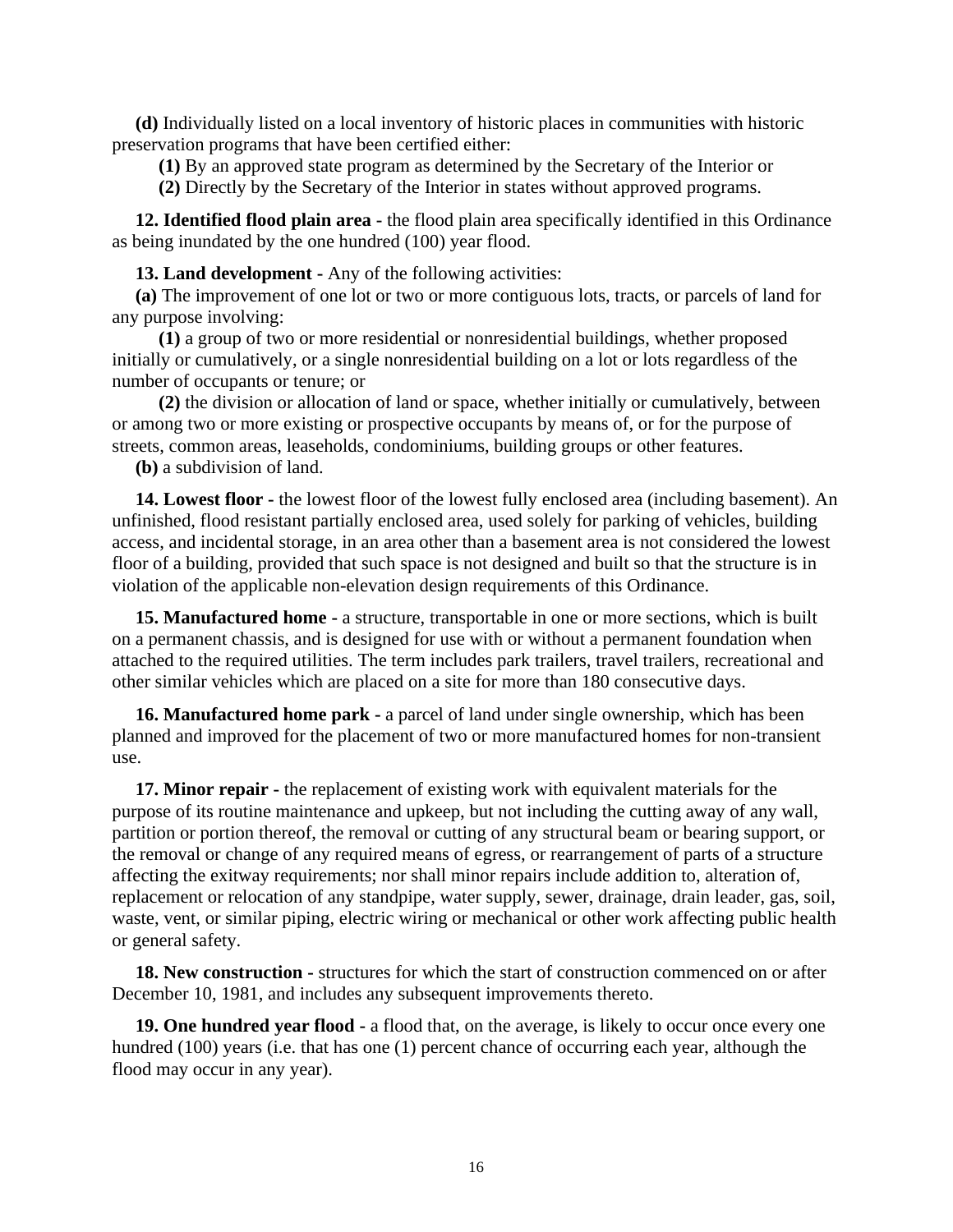**(d)** Individually listed on a local inventory of historic places in communities with historic preservation programs that have been certified either:

**(1)** By an approved state program as determined by the Secretary of the Interior or

**(2)** Directly by the Secretary of the Interior in states without approved programs.

**12. Identified flood plain area -** the flood plain area specifically identified in this Ordinance as being inundated by the one hundred (100) year flood.

**13. Land development -** Any of the following activities:

**(a)** The improvement of one lot or two or more contiguous lots, tracts, or parcels of land for any purpose involving:

**(1)** a group of two or more residential or nonresidential buildings, whether proposed initially or cumulatively, or a single nonresidential building on a lot or lots regardless of the number of occupants or tenure; or

**(2)** the division or allocation of land or space, whether initially or cumulatively, between or among two or more existing or prospective occupants by means of, or for the purpose of streets, common areas, leaseholds, condominiums, building groups or other features.

**(b)** a subdivision of land.

**14. Lowest floor -** the lowest floor of the lowest fully enclosed area (including basement). An unfinished, flood resistant partially enclosed area, used solely for parking of vehicles, building access, and incidental storage, in an area other than a basement area is not considered the lowest floor of a building, provided that such space is not designed and built so that the structure is in violation of the applicable non-elevation design requirements of this Ordinance.

**15. Manufactured home -** a structure, transportable in one or more sections, which is built on a permanent chassis, and is designed for use with or without a permanent foundation when attached to the required utilities. The term includes park trailers, travel trailers, recreational and other similar vehicles which are placed on a site for more than 180 consecutive days.

**16. Manufactured home park -** a parcel of land under single ownership, which has been planned and improved for the placement of two or more manufactured homes for non-transient use.

**17. Minor repair -** the replacement of existing work with equivalent materials for the purpose of its routine maintenance and upkeep, but not including the cutting away of any wall, partition or portion thereof, the removal or cutting of any structural beam or bearing support, or the removal or change of any required means of egress, or rearrangement of parts of a structure affecting the exitway requirements; nor shall minor repairs include addition to, alteration of, replacement or relocation of any standpipe, water supply, sewer, drainage, drain leader, gas, soil, waste, vent, or similar piping, electric wiring or mechanical or other work affecting public health or general safety.

**18. New construction -** structures for which the start of construction commenced on or after December 10, 1981, and includes any subsequent improvements thereto.

**19. One hundred year flood -** a flood that, on the average, is likely to occur once every one hundred (100) years (i.e. that has one (1) percent chance of occurring each year, although the flood may occur in any year).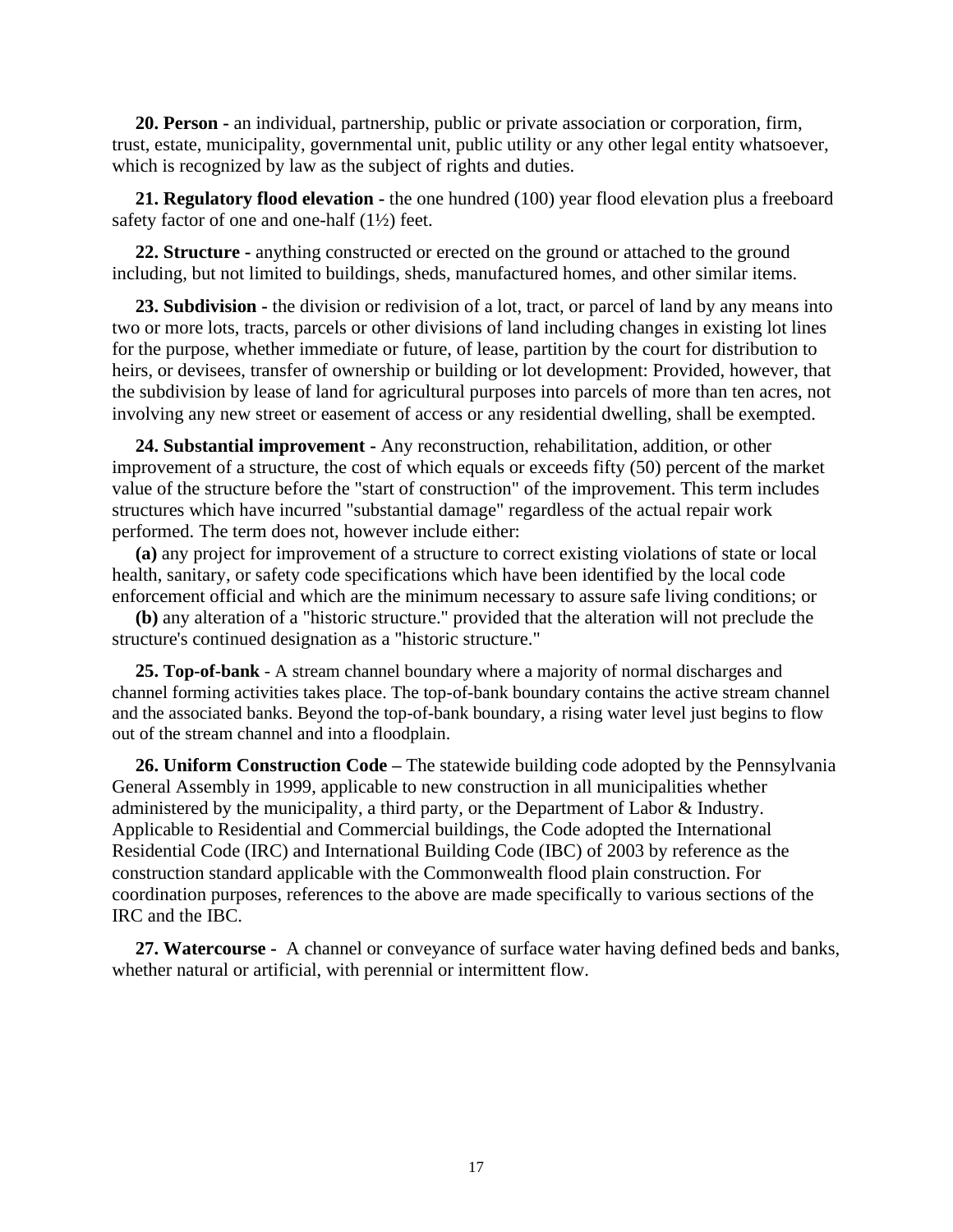**20. Person -** an individual, partnership, public or private association or corporation, firm, trust, estate, municipality, governmental unit, public utility or any other legal entity whatsoever, which is recognized by law as the subject of rights and duties.

**21. Regulatory flood elevation -** the one hundred (100) year flood elevation plus a freeboard safety factor of one and one-half (1½) feet.

**22. Structure -** anything constructed or erected on the ground or attached to the ground including, but not limited to buildings, sheds, manufactured homes, and other similar items.

**23. Subdivision -** the division or redivision of a lot, tract, or parcel of land by any means into two or more lots, tracts, parcels or other divisions of land including changes in existing lot lines for the purpose, whether immediate or future, of lease, partition by the court for distribution to heirs, or devisees, transfer of ownership or building or lot development: Provided, however, that the subdivision by lease of land for agricultural purposes into parcels of more than ten acres, not involving any new street or easement of access or any residential dwelling, shall be exempted.

**24. Substantial improvement -** Any reconstruction, rehabilitation, addition, or other improvement of a structure, the cost of which equals or exceeds fifty (50) percent of the market value of the structure before the "start of construction" of the improvement. This term includes structures which have incurred "substantial damage" regardless of the actual repair work performed. The term does not, however include either:

**(a)** any project for improvement of a structure to correct existing violations of state or local health, sanitary, or safety code specifications which have been identified by the local code enforcement official and which are the minimum necessary to assure safe living conditions; or

**(b)** any alteration of a "historic structure." provided that the alteration will not preclude the structure's continued designation as a "historic structure."

**25. Top-of-bank** - A stream channel boundary where a majority of normal discharges and channel forming activities takes place. The top-of-bank boundary contains the active stream channel and the associated banks. Beyond the top-of-bank boundary, a rising water level just begins to flow out of the stream channel and into a floodplain.

**26. Uniform Construction Code –** The statewide building code adopted by the Pennsylvania General Assembly in 1999, applicable to new construction in all municipalities whether administered by the municipality, a third party, or the Department of Labor & Industry. Applicable to Residential and Commercial buildings, the Code adopted the International Residential Code (IRC) and International Building Code (IBC) of 2003 by reference as the construction standard applicable with the Commonwealth flood plain construction. For coordination purposes, references to the above are made specifically to various sections of the IRC and the IBC.

**27. Watercourse -** A channel or conveyance of surface water having defined beds and banks, whether natural or artificial, with perennial or intermittent flow.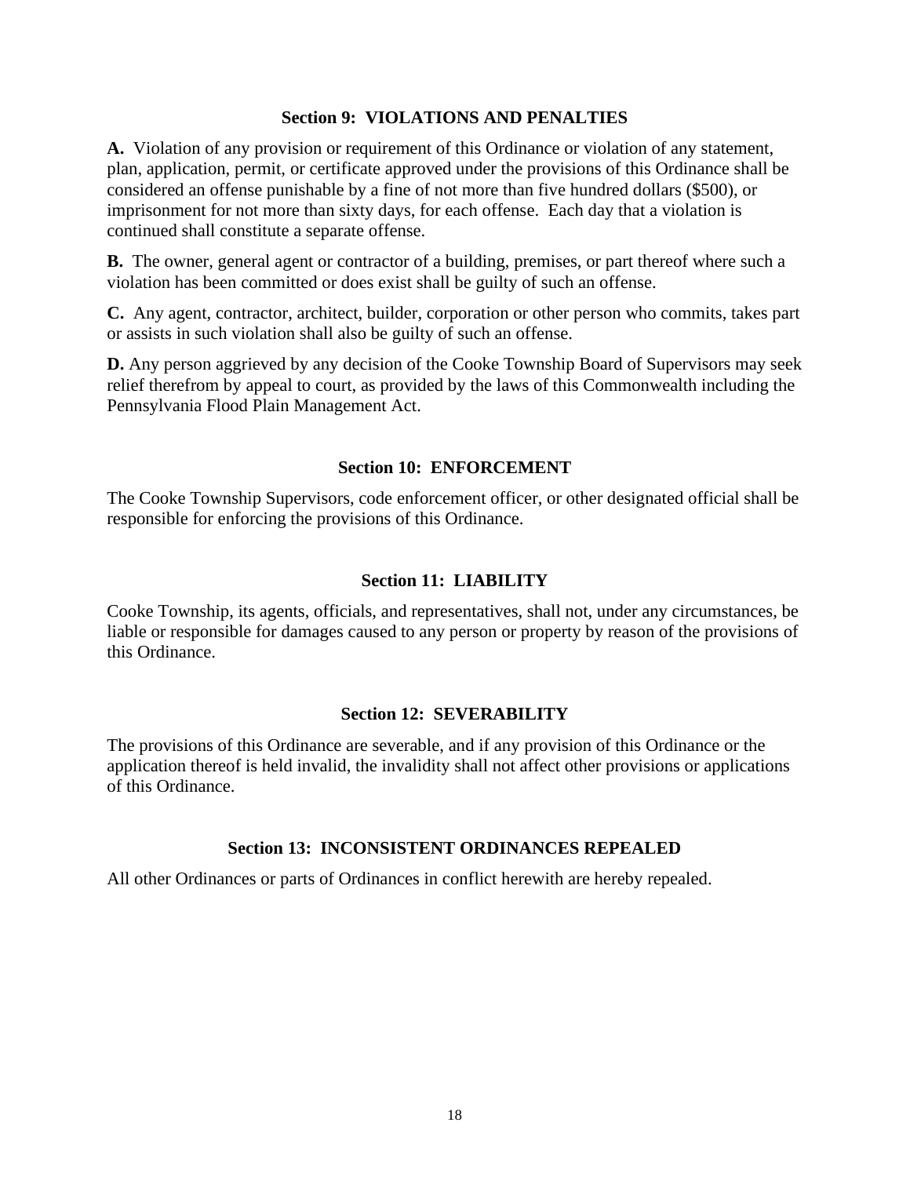## Section 9: VIOLATIONS AND PENALTIES

**A.** Violation of any provision or requirement of this Ordinance or violation of any statement, plan, application, permit, or certificate approved under the provisions of this Ordinance shall be considered an offense punishable by a fine of not more than five hundred dollars ($500), or imprisonment for not more than sixty days, for each offense. Each day that a violation is continued shall constitute a separate offense.

**B.** The owner, general agent or contractor of a building, premises, or part thereof where such a violation has been committed or does exist shall be guilty of such an offense.

**C.** Any agent, contractor, architect, builder, corporation or other person who commits, takes part or assists in such violation shall also be guilty of such an offense.

**D.** Any person aggrieved by any decision of the Cooke Township Board of Supervisors may seek relief therefrom by appeal to court, as provided by the laws of this Commonwealth including the Pennsylvania Flood Plain Management Act.

## Section 10: ENFORCEMENT

The Cooke Township Supervisors, code enforcement officer, or other designated official shall be responsible for enforcing the provisions of this Ordinance.

## Section 11: LIABILITY

Cooke Township, its agents, officials, and representatives, shall not, under any circumstances, be liable or responsible for damages caused to any person or property by reason of the provisions of this Ordinance.

## Section 12: SEVERABILITY

The provisions of this Ordinance are severable, and if any provision of this Ordinance or the application thereof is held invalid, the invalidity shall not affect other provisions or applications of this Ordinance.

## Section 13: INCONSISTENT ORDINANCES REPEALED

All other Ordinances or parts of Ordinances in conflict herewith are hereby repealed.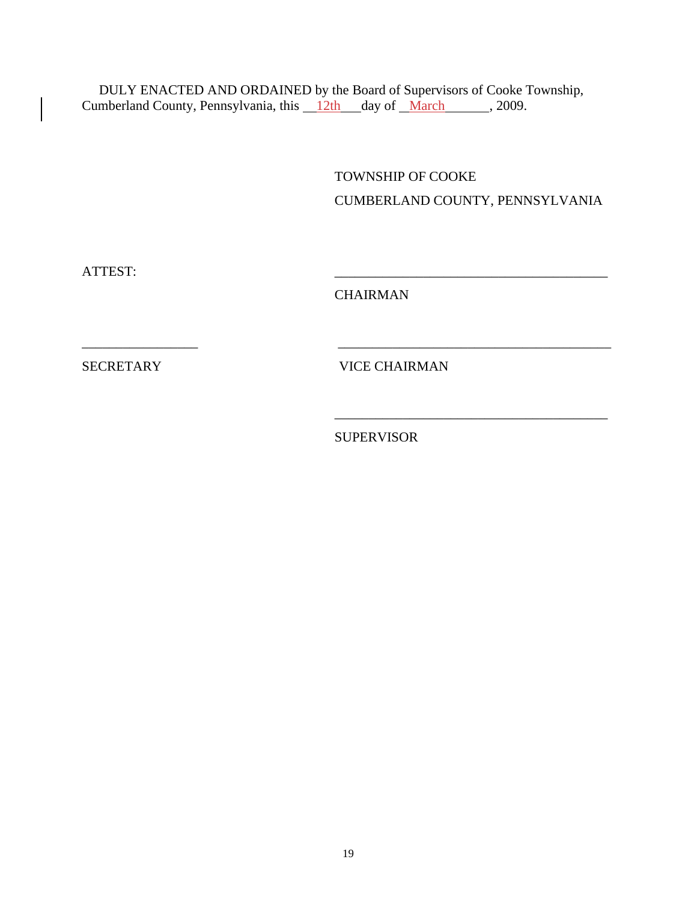DULY ENACTED AND ORDAINED by the Board of Supervisors of Cooke Township, Cumberland County, Pennsylvania, this __12th___day of __March_______, 2009.

TOWNSHIP OF COOKE

CUMBERLAND COUNTY, PENNSYLVANIA

ATTEST:

_________________________________________

CHAIRMAN

_________________

SECRETARY

_________________________________________

VICE CHAIRMAN

_________________________________________

SUPERVISOR